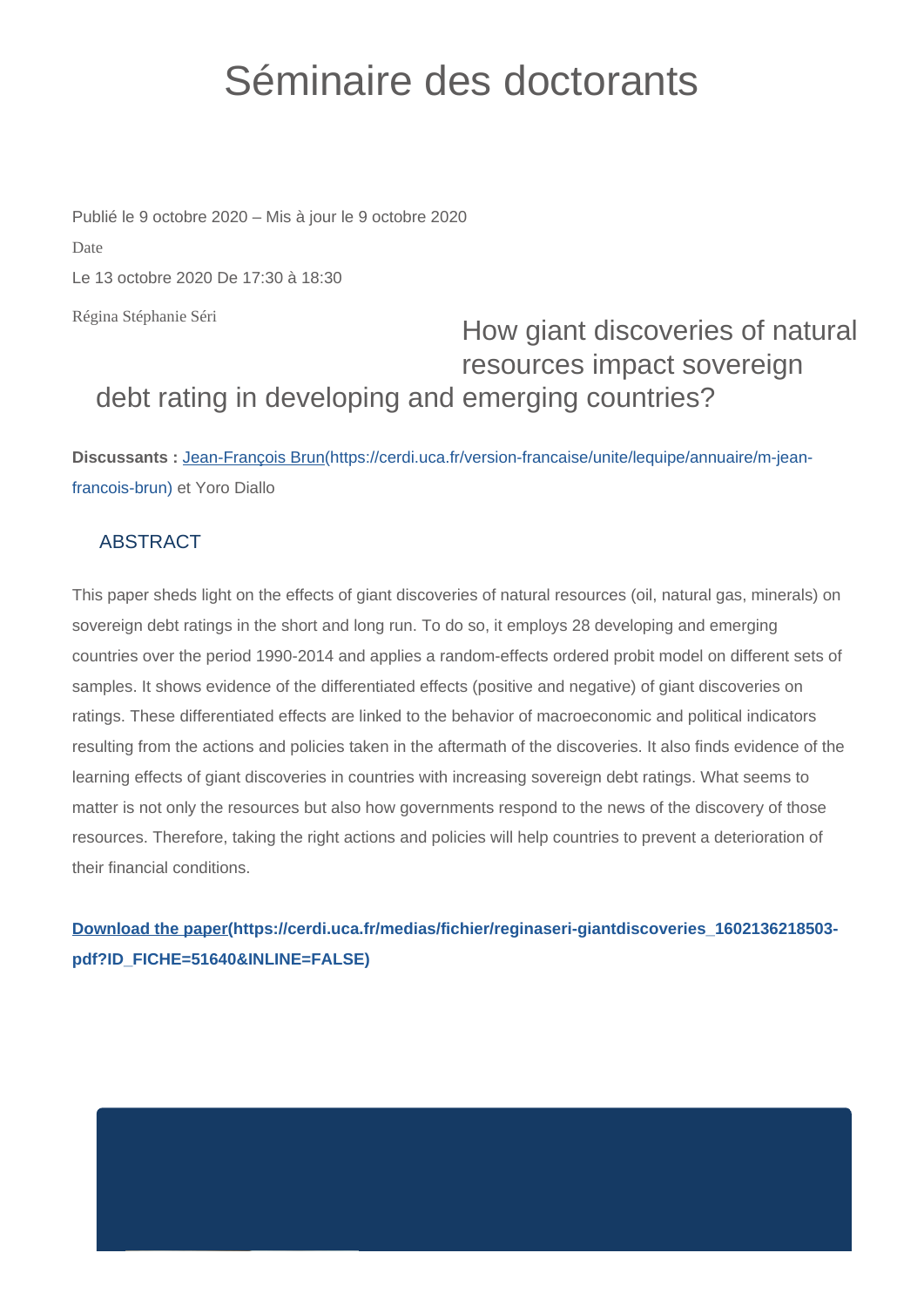# Séminaire des doctorants

Publié le 9 octobre 2020 – Mis à jour le 9 octobre 2020

Date

Le 13 octobre 2020 De 17:30 à 18:30

Régina Stéphanie Séri

## How giant discoveries of natural resources impact sovereign debt rating in developing and emerging countries?

**Discussants :** [Jean-François Brun](https://cerdi.uca.fr/version-francaise/unite/lequipe/annuaire/m-jean-francois-brun) et Yoro Diallo

### ABSTRACT

This paper sheds light on the effects of giant discoveries of natural resources (oil, natural gas, minerals) on sovereign debt ratings in the short and long run. To do so, it employs 28 developing and emerging countries over the period 1990-2014 and applies a random-effects ordered probit model on different sets of samples. It shows evidence of the differentiated effects (positive and negative) of giant discoveries on ratings. These differentiated effects are linked to the behavior of macroeconomic and political indicators resulting from the actions and policies taken in the aftermath of the discoveries. It also finds evidence of the learning effects of giant discoveries in countries with increasing sovereign debt ratings. What seems to matter is not only the resources but also how governments respond to the news of the discovery of those resources. Therefore, taking the right actions and policies will help countries to prevent a deterioration of their financial conditions.

**[Download the paper](https://cerdi.uca.fr/medias/fichier/reginaseri-giantdiscoveries_1602136218503-pdf?ID_FICHE=51640&INLINE=FALSE)**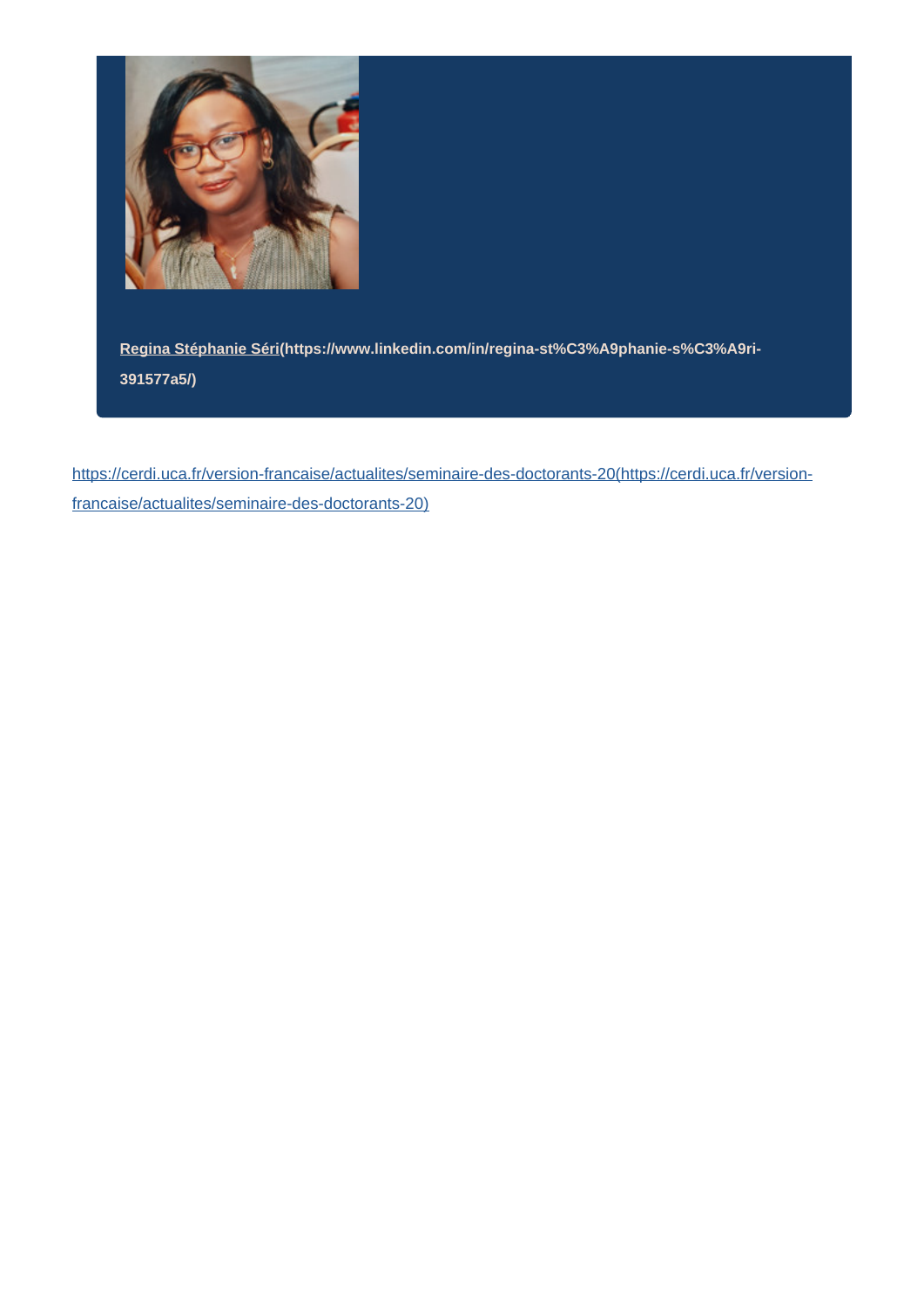**Regina Stéphanie Séri(https://www.linkedin.com/in/regina-st%C3%A9phanie-s%C3%A9ri-391577a5/)**

https://cerdi.uca.fr/version-francaise/actualites/seminaire-des-doctorants-20(https://cerdi.uca.fr/version-francaise/actualites/seminaire-des-doctorants-20)